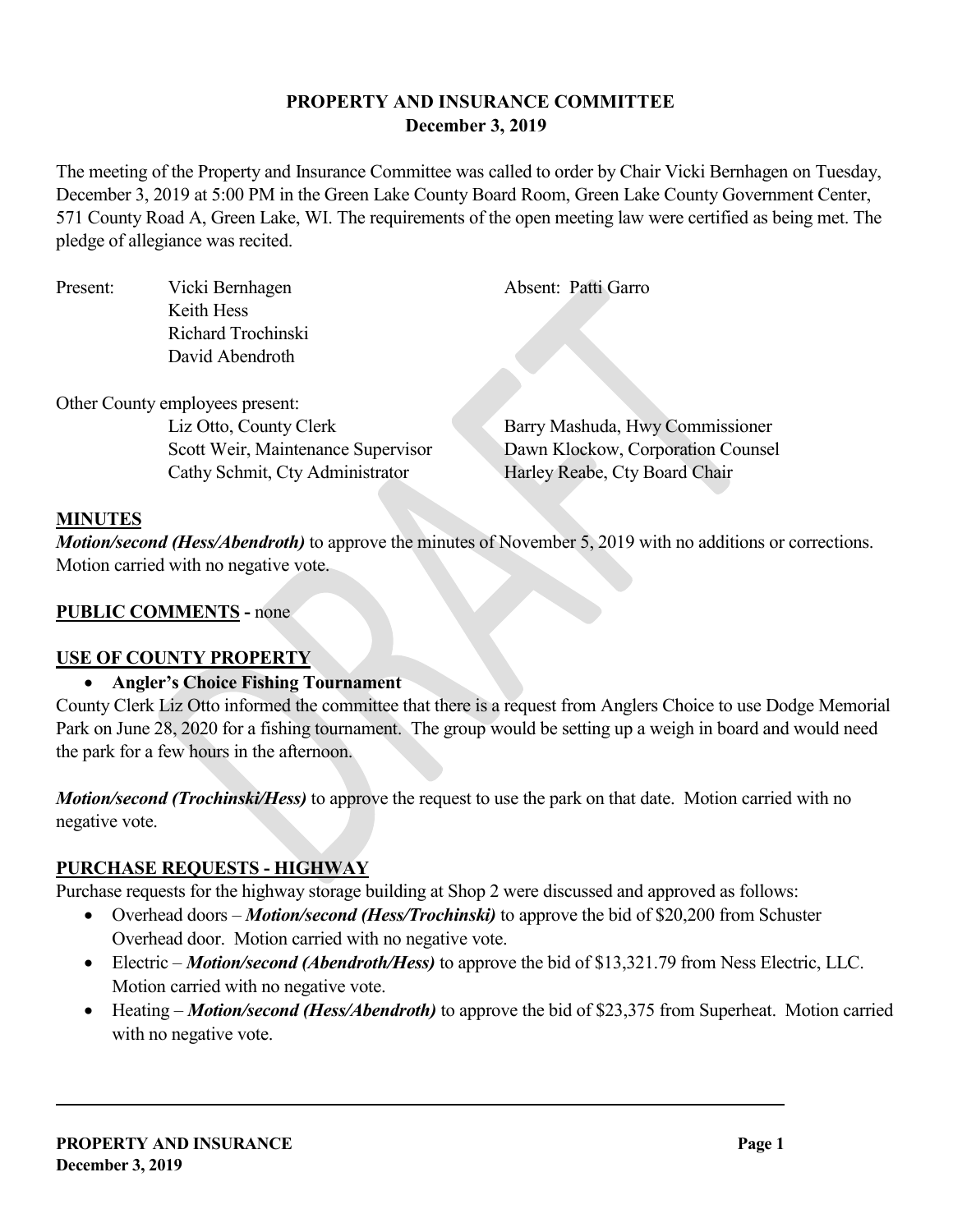# PROPERTY AND INSURANCE COMMITTEE
## December 3, 2019

The meeting of the Property and Insurance Committee was called to order by Chair Vicki Bernhagen on Tuesday, December 3, 2019 at 5:00 PM in the Green Lake County Board Room, Green Lake County Government Center, 571 County Road A, Green Lake, WI. The requirements of the open meeting law were certified as being met. The pledge of allegiance was recited.

Present: Vicki Bernhagen
Keith Hess
Richard Trochinski
David Abendroth

Absent: Patti Garro

Other County employees present:
Liz Otto, County Clerk
Scott Weir, Maintenance Supervisor
Cathy Schmit, Cty Administrator
Barry Mashuda, Hwy Commissioner
Dawn Klockow, Corporation Counsel
Harley Reabe, Cty Board Chair

**MINUTES**

***Motion/second (Hess/Abendroth)*** to approve the minutes of November 5, 2019 with no additions or corrections. Motion carried with no negative vote.

**PUBLIC COMMENTS -** none

**USE OF COUNTY PROPERTY**

- **Angler's Choice Fishing Tournament**

County Clerk Liz Otto informed the committee that there is a request from Anglers Choice to use Dodge Memorial Park on June 28, 2020 for a fishing tournament. The group would be setting up a weigh in board and would need the park for a few hours in the afternoon.

***Motion/second (Trochinski/Hess)*** to approve the request to use the park on that date. Motion carried with no negative vote.

**PURCHASE REQUESTS - HIGHWAY**

Purchase requests for the highway storage building at Shop 2 were discussed and approved as follows:

- Overhead doors – ***Motion/second (Hess/Trochinski)*** to approve the bid of $20,200 from Schuster Overhead door. Motion carried with no negative vote.
- Electric – ***Motion/second (Abendroth/Hess)*** to approve the bid of $13,321.79 from Ness Electric, LLC. Motion carried with no negative vote.
- Heating – ***Motion/second (Hess/Abendroth)*** to approve the bid of $23,375 from Superheat. Motion carried with no negative vote.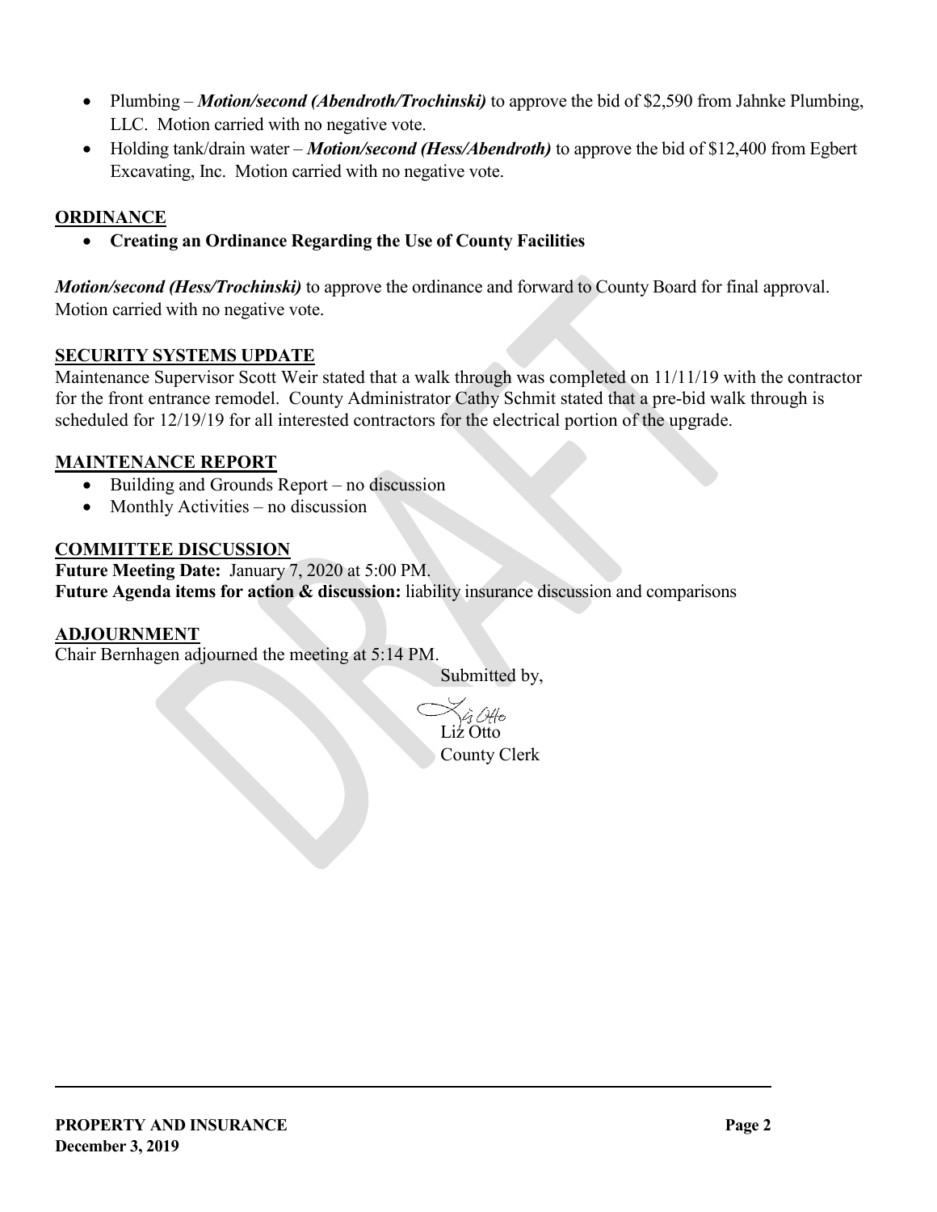- Plumbing – ***Motion/second (Abendroth/Trochinski)*** to approve the bid of $2,590 from Jahnke Plumbing, LLC. Motion carried with no negative vote.
- Holding tank/drain water – ***Motion/second (Hess/Abendroth)*** to approve the bid of $12,400 from Egbert Excavating, Inc. Motion carried with no negative vote.

## ORDINANCE

- **Creating an Ordinance Regarding the Use of County Facilities**

***Motion/second (Hess/Trochinski)*** to approve the ordinance and forward to County Board for final approval. Motion carried with no negative vote.

## SECURITY SYSTEMS UPDATE

Maintenance Supervisor Scott Weir stated that a walk through was completed on 11/11/19 with the contractor for the front entrance remodel. County Administrator Cathy Schmit stated that a pre-bid walk through is scheduled for 12/19/19 for all interested contractors for the electrical portion of the upgrade.

## MAINTENANCE REPORT

- Building and Grounds Report – no discussion
- Monthly Activities – no discussion

## COMMITTEE DISCUSSION

**Future Meeting Date:** January 7, 2020 at 5:00 PM.
**Future Agenda items for action & discussion:** liability insurance discussion and comparisons

## ADJOURNMENT

Chair Bernhagen adjourned the meeting at 5:14 PM.

Submitted by,

Liz Otto
County Clerk

DRAFT